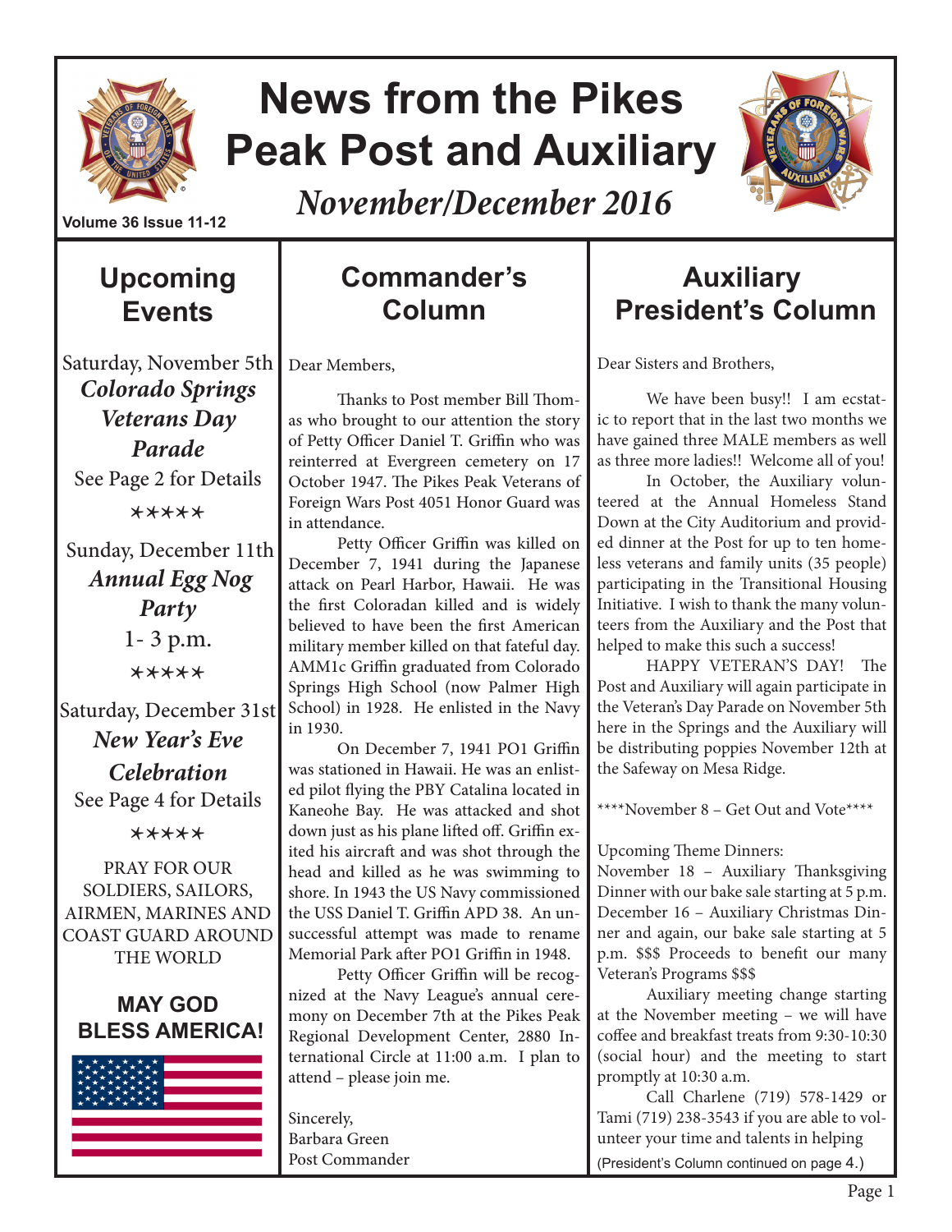# News from the Pikes Peak Post and Auxiliary

*November/December 2016*

Volume 36 Issue 11-12

## Upcoming Events

Saturday, November 5th
***Colorado Springs Veterans Day Parade***
See Page 2 for Details

\*\*\*\*\*

Sunday, December 11th
***Annual Egg Nog Party***
1- 3 p.m.

\*\*\*\*\*

Saturday, December 31st
***New Year's Eve Celebration***
See Page 4 for Details

\*\*\*\*\*

PRAY FOR OUR SOLDIERS, SAILORS, AIRMEN, MARINES AND COAST GUARD AROUND THE WORLD

**MAY GOD BLESS AMERICA!**

## Commander's Column

Dear Members,

Thanks to Post member Bill Thomas who brought to our attention the story of Petty Officer Daniel T. Griffin who was reinterred at Evergreen cemetery on 17 October 1947. The Pikes Peak Veterans of Foreign Wars Post 4051 Honor Guard was in attendance.

Petty Officer Griffin was killed on December 7, 1941 during the Japanese attack on Pearl Harbor, Hawaii. He was the first Coloradan killed and is widely believed to have been the first American military member killed on that fateful day. AMM1c Griffin graduated from Colorado Springs High School (now Palmer High School) in 1928. He enlisted in the Navy in 1930.

On December 7, 1941 PO1 Griffin was stationed in Hawaii. He was an enlisted pilot flying the PBY Catalina located in Kaneohe Bay. He was attacked and shot down just as his plane lifted off. Griffin exited his aircraft and was shot through the head and killed as he was swimming to shore. In 1943 the US Navy commissioned the USS Daniel T. Griffin APD 38. An unsuccessful attempt was made to rename Memorial Park after PO1 Griffin in 1948.

Petty Officer Griffin will be recognized at the Navy League's annual ceremony on December 7th at the Pikes Peak Regional Development Center, 2880 International Circle at 11:00 a.m. I plan to attend – please join me.

Sincerely,
Barbara Green
Post Commander

## Auxiliary President's Column

Dear Sisters and Brothers,

We have been busy!! I am ecstatic to report that in the last two months we have gained three MALE members as well as three more ladies!! Welcome all of you!

In October, the Auxiliary volunteered at the Annual Homeless Stand Down at the City Auditorium and provided dinner at the Post for up to ten homeless veterans and family units (35 people) participating in the Transitional Housing Initiative. I wish to thank the many volunteers from the Auxiliary and the Post that helped to make this such a success!

HAPPY VETERAN'S DAY! The Post and Auxiliary will again participate in the Veteran's Day Parade on November 5th here in the Springs and the Auxiliary will be distributing poppies November 12th at the Safeway on Mesa Ridge.

\*\*\*\*November 8 – Get Out and Vote\*\*\*\*

Upcoming Theme Dinners:
November 18 – Auxiliary Thanksgiving Dinner with our bake sale starting at 5 p.m.
December 16 – Auxiliary Christmas Dinner and again, our bake sale starting at 5 p.m. $$$ Proceeds to benefit our many Veteran's Programs $$$

Auxiliary meeting change starting at the November meeting – we will have coffee and breakfast treats from 9:30-10:30 (social hour) and the meeting to start promptly at 10:30 a.m.

Call Charlene (719) 578-1429 or Tami (719) 238-3543 if you are able to volunteer your time and talents in helping

(President's Column continued on page 4.)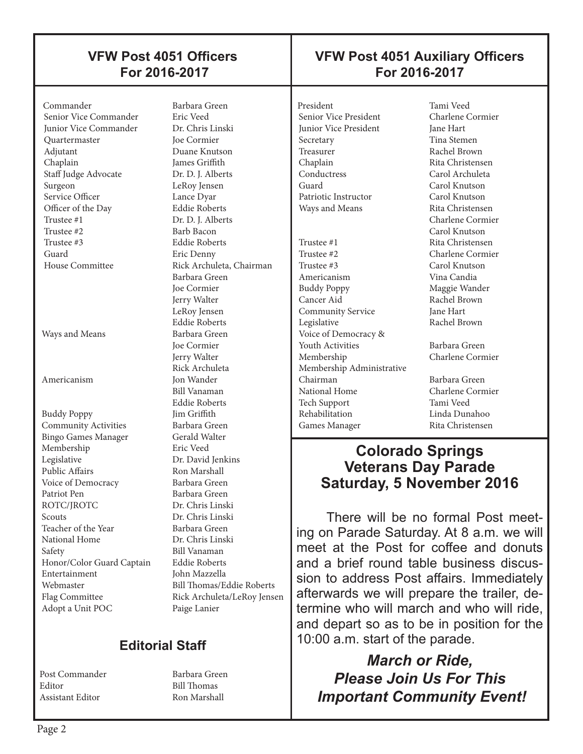## VFW Post 4051 Officers For 2016-2017

| Position | Name |
|---|---|
| Commander | Barbara Green |
| Senior Vice Commander | Eric Veed |
| Junior Vice Commander | Dr. Chris Linski |
| Quartermaster | Joe Cormier |
| Adjutant | Duane Knutson |
| Chaplain | James Griffith |
| Staff Judge Advocate | Dr. D. J. Alberts |
| Surgeon | LeRoy Jensen |
| Service Officer | Lance Dyar |
| Officer of the Day | Eddie Roberts |
| Trustee #1 | Dr. D. J. Alberts |
| Trustee #2 | Barb Bacon |
| Trustee #3 | Eddie Roberts |
| Guard | Eric Denny |
| House Committee | Rick Archuleta, Chairman |
| | Barbara Green |
| | Joe Cormier |
| | Jerry Walter |
| | LeRoy Jensen |
| | Eddie Roberts |
| Ways and Means | Barbara Green |
| | Joe Cormier |
| | Jerry Walter |
| | Rick Archuleta |
| Americanism | Jon Wander |
| | Bill Vanaman |
| | Eddie Roberts |
| Buddy Poppy | Jim Griffith |
| Community Activities | Barbara Green |
| Bingo Games Manager | Gerald Walter |
| Membership | Eric Veed |
| Legislative | Dr. David Jenkins |
| Public Affairs | Ron Marshall |
| Voice of Democracy | Barbara Green |
| Patriot Pen | Barbara Green |
| ROTC/JROTC | Dr. Chris Linski |
| Scouts | Dr. Chris Linski |
| Teacher of the Year | Barbara Green |
| National Home | Dr. Chris Linski |
| Safety | Bill Vanaman |
| Honor/Color Guard Captain | Eddie Roberts |
| Entertainment | John Mazzella |
| Webmaster | Bill Thomas/Eddie Roberts |
| Flag Committee | Rick Archuleta/LeRoy Jensen |
| Adopt a Unit POC | Paige Lanier |

## Editorial Staff

| Position | Name |
|---|---|
| Post Commander | Barbara Green |
| Editor | Bill Thomas |
| Assistant Editor | Ron Marshall |

## VFW Post 4051 Auxiliary Officers For 2016-2017

| Position | Name |
|---|---|
| President | Tami Veed |
| Senior Vice President | Charlene Cormier |
| Junior Vice President | Jane Hart |
| Secretary | Tina Stemen |
| Treasurer | Rachel Brown |
| Chaplain | Rita Christensen |
| Conductress | Carol Archuleta |
| Guard | Carol Knutson |
| Patriotic Instructor | Carol Knutson |
| Ways and Means | Rita Christensen |
| | Charlene Cormier |
| | Carol Knutson |
| Trustee #1 | Rita Christensen |
| Trustee #2 | Charlene Cormier |
| Trustee #3 | Carol Knutson |
| Americanism | Vina Candia |
| Buddy Poppy | Maggie Wander |
| Cancer Aid | Rachel Brown |
| Community Service | Jane Hart |
| Legislative | Rachel Brown |
| Voice of Democracy & Youth Activities | Barbara Green |
| Membership | Charlene Cormier |
| Membership Administrative Chairman | Barbara Green |
| National Home | Charlene Cormier |
| Tech Support | Tami Veed |
| Rehabilitation | Linda Dunahoo |
| Games Manager | Rita Christensen |

## Colorado Springs Veterans Day Parade Saturday, 5 November 2016

There will be no formal Post meeting on Parade Saturday. At 8 a.m. we will meet at the Post for coffee and donuts and a brief round table business discussion to address Post affairs. Immediately afterwards we will prepare the trailer, determine who will march and who will ride, and depart so as to be in position for the 10:00 a.m. start of the parade.

***March or Ride, Please Join Us For This Important Community Event!***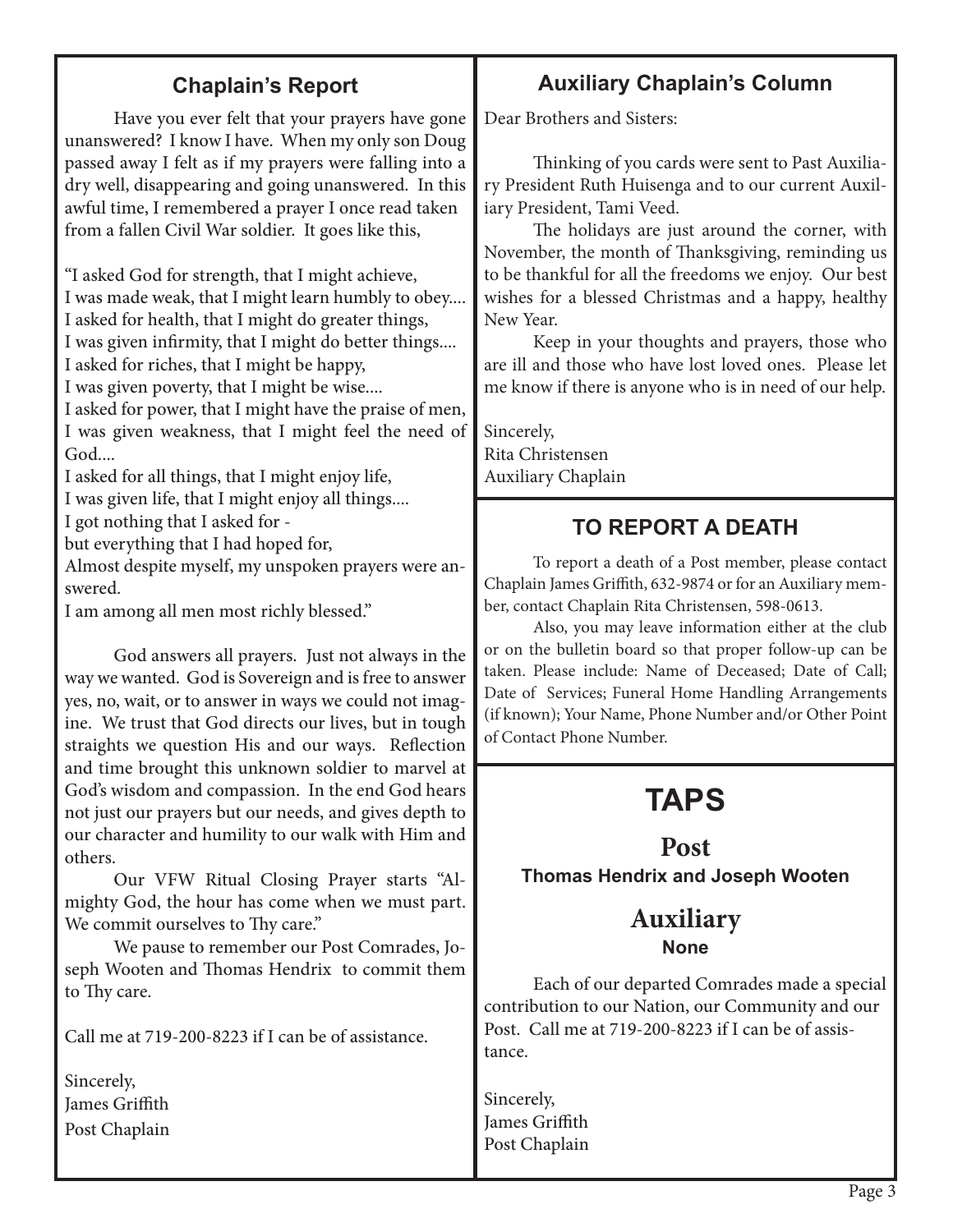## Chaplain's Report

Have you ever felt that your prayers have gone unanswered? I know I have. When my only son Doug passed away I felt as if my prayers were falling into a dry well, disappearing and going unanswered. In this awful time, I remembered a prayer I once read taken from a fallen Civil War soldier. It goes like this,

"I asked God for strength, that I might achieve,
I was made weak, that I might learn humbly to obey....
I asked for health, that I might do greater things,
I was given infirmity, that I might do better things....
I asked for riches, that I might be happy,
I was given poverty, that I might be wise....
I asked for power, that I might have the praise of men,
I was given weakness, that I might feel the need of God....
I asked for all things, that I might enjoy life,
I was given life, that I might enjoy all things....
I got nothing that I asked for -
but everything that I had hoped for,
Almost despite myself, my unspoken prayers were answered.
I am among all men most richly blessed."

God answers all prayers. Just not always in the way we wanted. God is Sovereign and is free to answer yes, no, wait, or to answer in ways we could not imagine. We trust that God directs our lives, but in tough straights we question His and our ways. Reflection and time brought this unknown soldier to marvel at God's wisdom and compassion. In the end God hears not just our prayers but our needs, and gives depth to our character and humility to our walk with Him and others.

Our VFW Ritual Closing Prayer starts "Almighty God, the hour has come when we must part. We commit ourselves to Thy care."

We pause to remember our Post Comrades, Joseph Wooten and Thomas Hendrix to commit them to Thy care.

Call me at 719-200-8223 if I can be of assistance.

Sincerely,
James Griffith
Post Chaplain

## Auxiliary Chaplain's Column

Dear Brothers and Sisters:

Thinking of you cards were sent to Past Auxiliary President Ruth Huisenga and to our current Auxiliary President, Tami Veed.

The holidays are just around the corner, with November, the month of Thanksgiving, reminding us to be thankful for all the freedoms we enjoy. Our best wishes for a blessed Christmas and a happy, healthy New Year.

Keep in your thoughts and prayers, those who are ill and those who have lost loved ones. Please let me know if there is anyone who is in need of our help.

Sincerely,
Rita Christensen
Auxiliary Chaplain

## TO REPORT A DEATH

To report a death of a Post member, please contact Chaplain James Griffith, 632-9874 or for an Auxiliary member, contact Chaplain Rita Christensen, 598-0613.

Also, you may leave information either at the club or on the bulletin board so that proper follow-up can be taken. Please include: Name of Deceased; Date of Call; Date of Services; Funeral Home Handling Arrangements (if known); Your Name, Phone Number and/or Other Point of Contact Phone Number.

# TAPS

## Post

**Thomas Hendrix and Joseph Wooten**

## Auxiliary

**None**

Each of our departed Comrades made a special contribution to our Nation, our Community and our Post. Call me at 719-200-8223 if I can be of assistance.

Sincerely,
James Griffith
Post Chaplain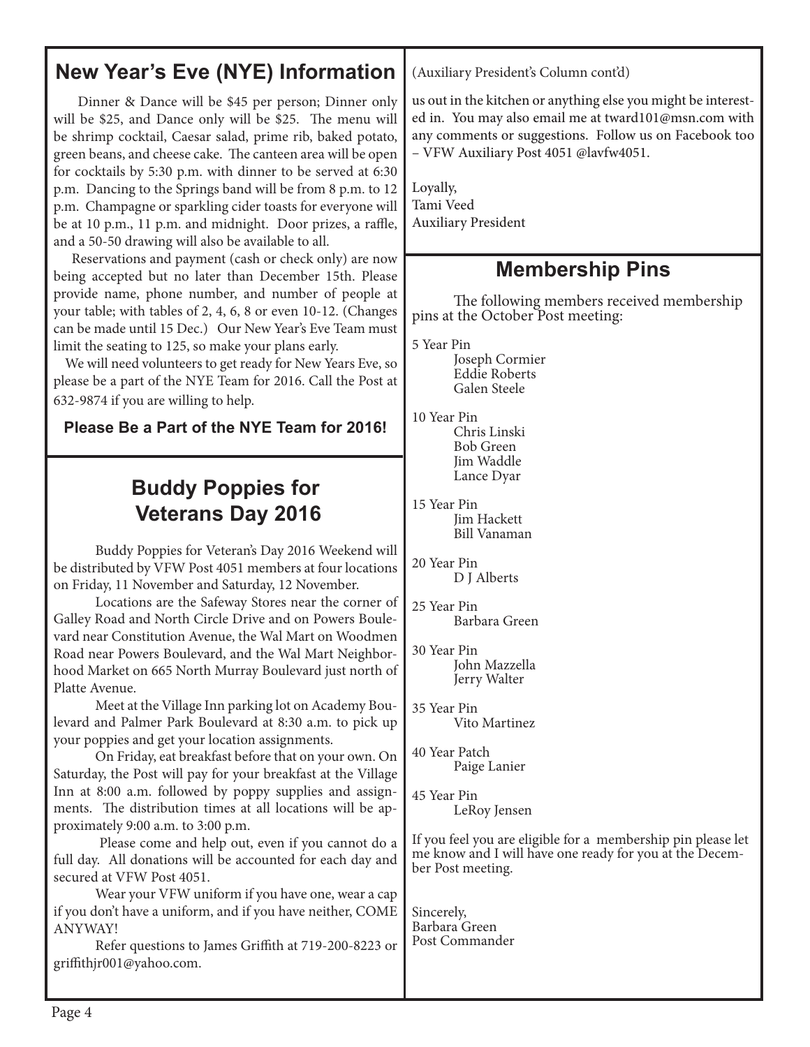## New Year's Eve (NYE) Information

Dinner & Dance will be $45 per person; Dinner only will be $25, and Dance only will be $25. The menu will be shrimp cocktail, Caesar salad, prime rib, baked potato, green beans, and cheese cake. The canteen area will be open for cocktails by 5:30 p.m. with dinner to be served at 6:30 p.m. Dancing to the Springs band will be from 8 p.m. to 12 p.m. Champagne or sparkling cider toasts for everyone will be at 10 p.m., 11 p.m. and midnight. Door prizes, a raffle, and a 50-50 drawing will also be available to all.

Reservations and payment (cash or check only) are now being accepted but no later than December 15th. Please provide name, phone number, and number of people at your table; with tables of 2, 4, 6, 8 or even 10-12. (Changes can be made until 15 Dec.) Our New Year's Eve Team must limit the seating to 125, so make your plans early.

We will need volunteers to get ready for New Years Eve, so please be a part of the NYE Team for 2016. Call the Post at 632-9874 if you are willing to help.

**Please Be a Part of the NYE Team for 2016!**

## Buddy Poppies for Veterans Day 2016

Buddy Poppies for Veteran's Day 2016 Weekend will be distributed by VFW Post 4051 members at four locations on Friday, 11 November and Saturday, 12 November.

Locations are the Safeway Stores near the corner of Galley Road and North Circle Drive and on Powers Boulevard near Constitution Avenue, the Wal Mart on Woodmen Road near Powers Boulevard, and the Wal Mart Neighborhood Market on 665 North Murray Boulevard just north of Platte Avenue.

Meet at the Village Inn parking lot on Academy Boulevard and Palmer Park Boulevard at 8:30 a.m. to pick up your poppies and get your location assignments.

On Friday, eat breakfast before that on your own. On Saturday, the Post will pay for your breakfast at the Village Inn at 8:00 a.m. followed by poppy supplies and assignments. The distribution times at all locations will be approximately 9:00 a.m. to 3:00 p.m.

Please come and help out, even if you cannot do a full day. All donations will be accounted for each day and secured at VFW Post 4051.

Wear your VFW uniform if you have one, wear a cap if you don't have a uniform, and if you have neither, COME ANYWAY!

Refer questions to James Griffith at 719-200-8223 or griffithjr001@yahoo.com.

(Auxiliary President's Column cont'd)

us out in the kitchen or anything else you might be interested in. You may also email me at tward101@msn.com with any comments or suggestions. Follow us on Facebook too – VFW Auxiliary Post 4051 @lavfw4051.

Loyally,
Tami Veed
Auxiliary President

## Membership Pins

The following members received membership pins at the October Post meeting:

5 Year Pin
- Joseph Cormier
- Eddie Roberts
- Galen Steele

10 Year Pin
- Chris Linski
- Bob Green
- Jim Waddle
- Lance Dyar

15 Year Pin
- Jim Hackett
- Bill Vanaman

20 Year Pin
- D J Alberts

25 Year Pin
- Barbara Green

30 Year Pin
- John Mazzella
- Jerry Walter

35 Year Pin
- Vito Martinez

40 Year Patch
- Paige Lanier

45 Year Pin
- LeRoy Jensen

If you feel you are eligible for a membership pin please let me know and I will have one ready for you at the December Post meeting.

Sincerely,
Barbara Green
Post Commander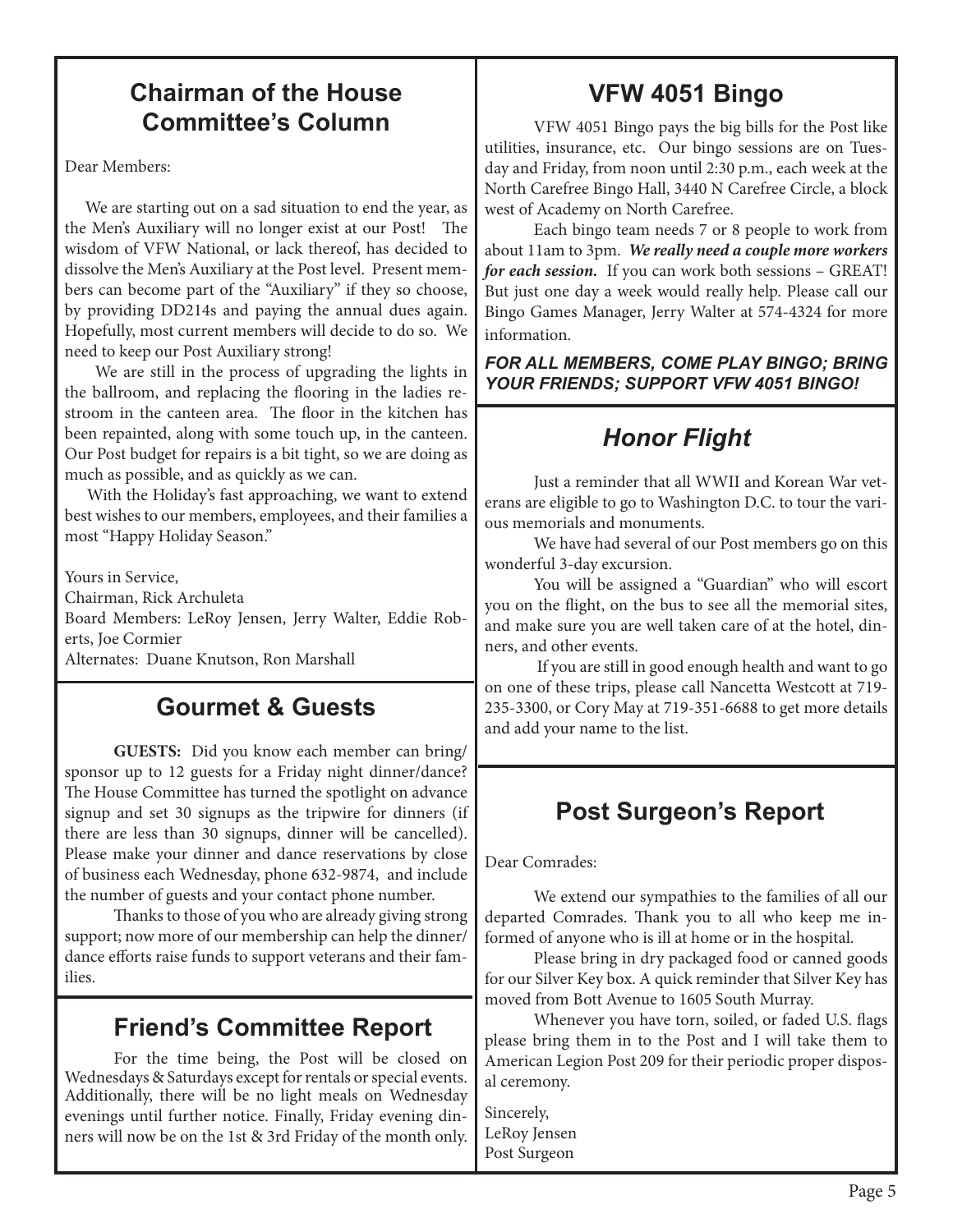## Chairman of the House Committee's Column

Dear Members:

We are starting out on a sad situation to end the year, as the Men's Auxiliary will no longer exist at our Post! The wisdom of VFW National, or lack thereof, has decided to dissolve the Men's Auxiliary at the Post level. Present members can become part of the "Auxiliary" if they so choose, by providing DD214s and paying the annual dues again. Hopefully, most current members will decide to do so. We need to keep our Post Auxiliary strong!

We are still in the process of upgrading the lights in the ballroom, and replacing the flooring in the ladies restroom in the canteen area. The floor in the kitchen has been repainted, along with some touch up, in the canteen. Our Post budget for repairs is a bit tight, so we are doing as much as possible, and as quickly as we can.

With the Holiday's fast approaching, we want to extend best wishes to our members, employees, and their families a most "Happy Holiday Season."

Yours in Service,
Chairman, Rick Archuleta
Board Members: LeRoy Jensen, Jerry Walter, Eddie Roberts, Joe Cormier
Alternates: Duane Knutson, Ron Marshall

## Gourmet & Guests

**GUESTS:** Did you know each member can bring/sponsor up to 12 guests for a Friday night dinner/dance? The House Committee has turned the spotlight on advance signup and set 30 signups as the tripwire for dinners (if there are less than 30 signups, dinner will be cancelled). Please make your dinner and dance reservations by close of business each Wednesday, phone 632-9874, and include the number of guests and your contact phone number.

Thanks to those of you who are already giving strong support; now more of our membership can help the dinner/dance efforts raise funds to support veterans and their families.

## Friend's Committee Report

For the time being, the Post will be closed on Wednesdays & Saturdays except for rentals or special events. Additionally, there will be no light meals on Wednesday evenings until further notice. Finally, Friday evening dinners will now be on the 1st & 3rd Friday of the month only.

## VFW 4051 Bingo

VFW 4051 Bingo pays the big bills for the Post like utilities, insurance, etc. Our bingo sessions are on Tuesday and Friday, from noon until 2:30 p.m., each week at the North Carefree Bingo Hall, 3440 N Carefree Circle, a block west of Academy on North Carefree.

Each bingo team needs 7 or 8 people to work from about 11am to 3pm. ***We really need a couple more workers for each session.*** If you can work both sessions – GREAT! But just one day a week would really help. Please call our Bingo Games Manager, Jerry Walter at 574-4324 for more information.

***FOR ALL MEMBERS, COME PLAY BINGO; BRING YOUR FRIENDS; SUPPORT VFW 4051 BINGO!***

## *Honor Flight*

Just a reminder that all WWII and Korean War veterans are eligible to go to Washington D.C. to tour the various memorials and monuments.

We have had several of our Post members go on this wonderful 3-day excursion.

You will be assigned a "Guardian" who will escort you on the flight, on the bus to see all the memorial sites, and make sure you are well taken care of at the hotel, dinners, and other events.

If you are still in good enough health and want to go on one of these trips, please call Nancetta Westcott at 719-235-3300, or Cory May at 719-351-6688 to get more details and add your name to the list.

## Post Surgeon's Report

Dear Comrades:

We extend our sympathies to the families of all our departed Comrades. Thank you to all who keep me informed of anyone who is ill at home or in the hospital.

Please bring in dry packaged food or canned goods for our Silver Key box. A quick reminder that Silver Key has moved from Bott Avenue to 1605 South Murray.

Whenever you have torn, soiled, or faded U.S. flags please bring them in to the Post and I will take them to American Legion Post 209 for their periodic proper disposal ceremony.

Sincerely,
LeRoy Jensen
Post Surgeon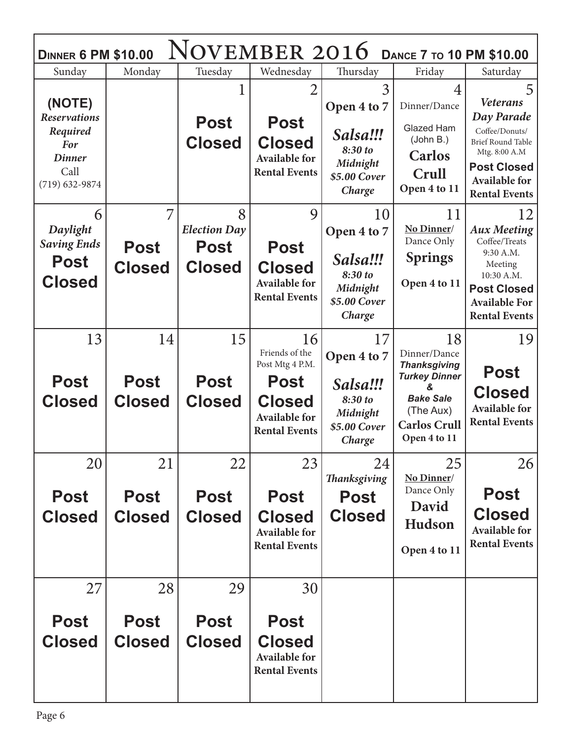**Dinner 6 PM $10.00** — **November 2016** — **Dance 7 to 10 PM $10.00**

| Sunday | Monday | Tuesday | Wednesday | Thursday | Friday | Saturday |
|---|---|---|---|---|---|---|
| **(NOTE)** *Reservations Required For Dinner* Call (719) 632-9874 | | 1 **Post Closed** | 2 **Post Closed** **Available for Rental Events** | 3 **Open 4 to 7** ***Salsa!!!*** ***8:30 to Midnight*** ***$5.00 Cover Charge*** | 4 Dinner/Dance Glazed Ham (John B.) **Carlos Crull** **Open 4 to 11** | 5 ***Veterans Day Parade*** Coffee/Donuts/ Brief Round Table Mtg. 8:00 A.M **Post Closed** **Available for Rental Events** |
| 6 ***Daylight Saving Ends*** **Post Closed** | 7 **Post Closed** | 8 ***Election Day*** **Post Closed** | 9 **Post Closed** **Available for Rental Events** | 10 **Open 4 to 7** ***Salsa!!!*** ***8:30 to Midnight*** ***$5.00 Cover Charge*** | 11 **No Dinner/** Dance Only **Springs** **Open 4 to 11** | 12 ***Aux Meeting*** Coffee/Treats 9:30 A.M. Meeting 10:30 A.M. **Post Closed** **Available For Rental Events** |
| 13 **Post Closed** | 14 **Post Closed** | 15 **Post Closed** | 16 Friends of the Post Mtg 4 P.M. **Post Closed** **Available for Rental Events** | 17 **Open 4 to 7** ***Salsa!!!*** ***8:30 to Midnight*** ***$5.00 Cover Charge*** | 18 Dinner/Dance ***Thanksgiving Turkey Dinner & Bake Sale*** (The Aux) **Carlos Crull** **Open 4 to 11** | 19 **Post Closed** **Available for Rental Events** |
| 20 **Post Closed** | 21 **Post Closed** | 22 **Post Closed** | 23 **Post Closed** **Available for Rental Events** | 24 ***Thanksgiving*** **Post Closed** | 25 **No Dinner/** Dance Only **David Hudson** **Open 4 to 11** | 26 **Post Closed** **Available for Rental Events** |
| 27 **Post Closed** | 28 **Post Closed** | 29 **Post Closed** | 30 **Post Closed** **Available for Rental Events** | | | |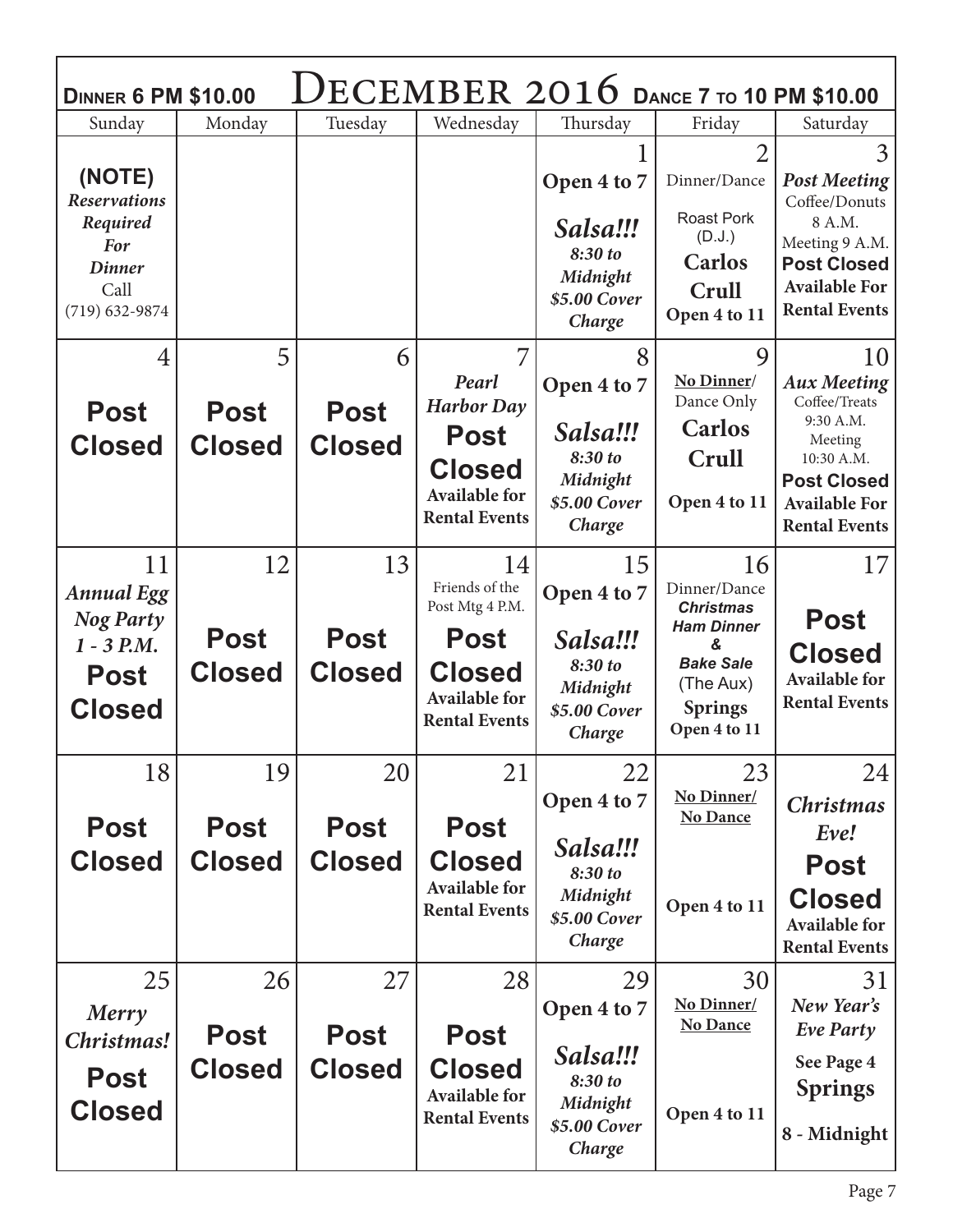**Dinner 6 PM $10.00** — # December 2016 — **Dance 7 to 10 PM $10.00**

| Sunday | Monday | Tuesday | Wednesday | Thursday | Friday | Saturday |
|---|---|---|---|---|---|---|
| **(NOTE)** ***Reservations Required For Dinner*** Call (719) 632-9874 | | | | 1 **Open 4 to 7** ***Salsa!!! 8:30 to Midnight $5.00 Cover Charge*** | 2 Dinner/Dance Roast Pork (D.J.) **Carlos Crull** **Open 4 to 11** | 3 ***Post Meeting*** Coffee/Donuts 8 A.M. Meeting 9 A.M. **Post Closed Available For Rental Events** |
| 4 **Post Closed** | 5 **Post Closed** | 6 **Post Closed** | 7 ***Pearl Harbor Day*** **Post Closed Available for Rental Events** | 8 **Open 4 to 7** ***Salsa!!! 8:30 to Midnight $5.00 Cover Charge*** | 9 **No Dinner**/ Dance Only **Carlos Crull** **Open 4 to 11** | 10 ***Aux Meeting*** Coffee/Treats 9:30 A.M. Meeting 10:30 A.M. **Post Closed Available For Rental Events** |
| 11 ***Annual Egg Nog Party 1 - 3 P.M.*** **Post Closed** | 12 **Post Closed** | 13 **Post Closed** | 14 Friends of the Post Mtg 4 P.M. **Post Closed Available for Rental Events** | 15 **Open 4 to 7** ***Salsa!!! 8:30 to Midnight $5.00 Cover Charge*** | 16 Dinner/Dance ***Christmas Ham Dinner & Bake Sale*** (The Aux) **Springs** **Open 4 to 11** | 17 **Post Closed Available for Rental Events** |
| 18 **Post Closed** | 19 **Post Closed** | 20 **Post Closed** | 21 **Post Closed Available for Rental Events** | 22 **Open 4 to 7** ***Salsa!!! 8:30 to Midnight $5.00 Cover Charge*** | 23 **No Dinner/ No Dance** **Open 4 to 11** | 24 ***Christmas Eve!*** **Post Closed Available for Rental Events** |
| 25 ***Merry Christmas!*** **Post Closed** | 26 **Post Closed** | 27 **Post Closed** | 28 **Post Closed Available for Rental Events** | 29 **Open 4 to 7** ***Salsa!!! 8:30 to Midnight $5.00 Cover Charge*** | 30 **No Dinner/ No Dance** **Open 4 to 11** | 31 ***New Year's Eve Party*** **See Page 4** **Springs** **8 - Midnight** |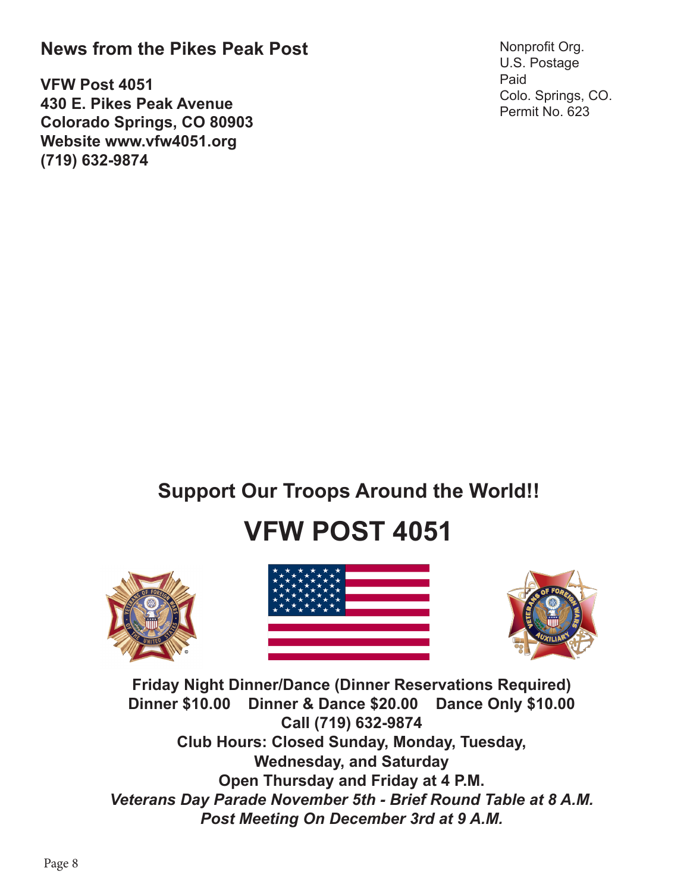**News from the Pikes Peak Post**

**VFW Post 4051**
**430 E. Pikes Peak Avenue**
**Colorado Springs, CO 80903**
**Website www.vfw4051.org**
**(719) 632-9874**

Nonprofit Org.
U.S. Postage
Paid
Colo. Springs, CO.
Permit No. 623

## Support Our Troops Around the World!!

# VFW POST 4051

**Friday Night Dinner/Dance (Dinner Reservations Required)**
**Dinner $10.00 Dinner & Dance $20.00 Dance Only $10.00**
**Call (719) 632-9874**
**Club Hours: Closed Sunday, Monday, Tuesday, Wednesday, and Saturday**
**Open Thursday and Friday at 4 P.M.**
***Veterans Day Parade November 5th - Brief Round Table at 8 A.M.***
***Post Meeting On December 3rd at 9 A.M.***